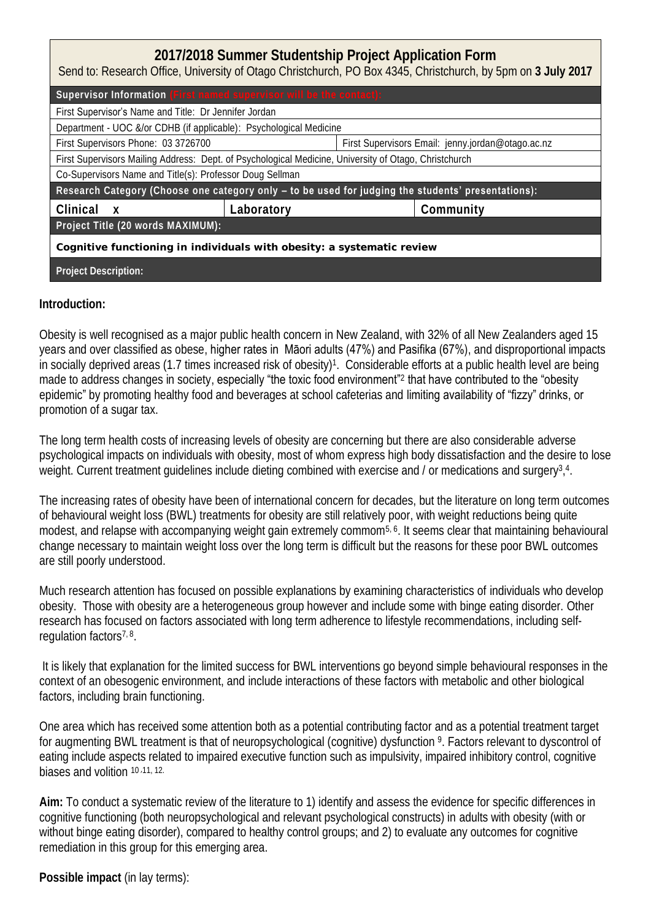# 2017/2018 Summer Studentship Project Application Form

Send to: Research Office, University of Otago Christchurch, PO Box 4345, Christchurch, by 5pm on **3 July 2017**

| **Supervisor Information** (First named supervisor will be the contact): | | |
|---|---|---|
| First Supervisor's Name and Title: Dr Jennifer Jordan | | |
| Department - UOC &/or CDHB (if applicable): Psychological Medicine | | |
| First Supervisors Phone: 03 3726700 | First Supervisors Email: jenny.jordan@otago.ac.nz | |
| First Supervisors Mailing Address: Dept. of Psychological Medicine, University of Otago, Christchurch | | |
| Co-Supervisors Name and Title(s): Professor Doug Sellman | | |
| **Research Category (Choose one category only – to be used for judging the students' presentations):** | | |
| **Clinical x** | **Laboratory** | **Community** |
| **Project Title (20 words MAXIMUM):** | | |
| **Cognitive functioning in individuals with obesity: a systematic review** | | |
| **Project Description:** | | |

**Introduction:**

Obesity is well recognised as a major public health concern in New Zealand, with 32% of all New Zealanders aged 15 years and over classified as obese, higher rates in Māori adults (47%) and Pasifika (67%), and disproportional impacts in socially deprived areas (1.7 times increased risk of obesity)[1]. Considerable efforts at a public health level are being made to address changes in society, especially "the toxic food environment"[2] that have contributed to the "obesity epidemic" by promoting healthy food and beverages at school cafeterias and limiting availability of "fizzy" drinks, or promotion of a sugar tax.

The long term health costs of increasing levels of obesity are concerning but there are also considerable adverse psychological impacts on individuals with obesity, most of whom express high body dissatisfaction and the desire to lose weight. Current treatment guidelines include dieting combined with exercise and / or medications and surgery[3],[4].

The increasing rates of obesity have been of international concern for decades, but the literature on long term outcomes of behavioural weight loss (BWL) treatments for obesity are still relatively poor, with weight reductions being quite modest, and relapse with accompanying weight gain extremely commom[5, 6]. It seems clear that maintaining behavioural change necessary to maintain weight loss over the long term is difficult but the reasons for these poor BWL outcomes are still poorly understood.

Much research attention has focused on possible explanations by examining characteristics of individuals who develop obesity. Those with obesity are a heterogeneous group however and include some with binge eating disorder. Other research has focused on factors associated with long term adherence to lifestyle recommendations, including self-regulation factors[7, 8].

It is likely that explanation for the limited success for BWL interventions go beyond simple behavioural responses in the context of an obesogenic environment, and include interactions of these factors with metabolic and other biological factors, including brain functioning.

One area which has received some attention both as a potential contributing factor and as a potential treatment target for augmenting BWL treatment is that of neuropsychological (cognitive) dysfunction [9]. Factors relevant to dyscontrol of eating include aspects related to impaired executive function such as impulsivity, impaired inhibitory control, cognitive biases and volition [10, 11, 12].

**Aim:** To conduct a systematic review of the literature to 1) identify and assess the evidence for specific differences in cognitive functioning (both neuropsychological and relevant psychological constructs) in adults with obesity (with or without binge eating disorder), compared to healthy control groups; and 2) to evaluate any outcomes for cognitive remediation in this group for this emerging area.

**Possible impact** (in lay terms):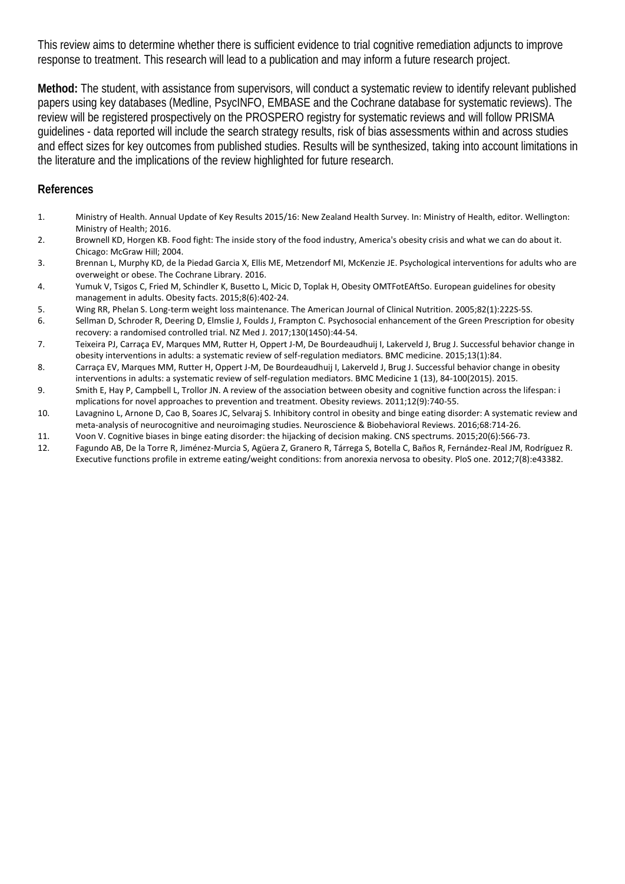This review aims to determine whether there is sufficient evidence to trial cognitive remediation adjuncts to improve response to treatment. This research will lead to a publication and may inform a future research project.

**Method:** The student, with assistance from supervisors, will conduct a systematic review to identify relevant published papers using key databases (Medline, PsycINFO, EMBASE and the Cochrane database for systematic reviews). The review will be registered prospectively on the PROSPERO registry for systematic reviews and will follow PRISMA guidelines - data reported will include the search strategy results, risk of bias assessments within and across studies and effect sizes for key outcomes from published studies. Results will be synthesized, taking into account limitations in the literature and the implications of the review highlighted for future research.

## References

1. Ministry of Health. Annual Update of Key Results 2015/16: New Zealand Health Survey. In: Ministry of Health, editor. Wellington: Ministry of Health; 2016.
2. Brownell KD, Horgen KB. Food fight: The inside story of the food industry, America's obesity crisis and what we can do about it. Chicago: McGraw Hill; 2004.
3. Brennan L, Murphy KD, de la Piedad Garcia X, Ellis ME, Metzendorf MI, McKenzie JE. Psychological interventions for adults who are overweight or obese. The Cochrane Library. 2016.
4. Yumuk V, Tsigos C, Fried M, Schindler K, Busetto L, Micic D, Toplak H, Obesity OMTFotEAftSo. European guidelines for obesity management in adults. Obesity facts. 2015;8(6):402-24.
5. Wing RR, Phelan S. Long-term weight loss maintenance. The American Journal of Clinical Nutrition. 2005;82(1):222S-5S.
6. Sellman D, Schroder R, Deering D, Elmslie J, Foulds J, Frampton C. Psychosocial enhancement of the Green Prescription for obesity recovery: a randomised controlled trial. NZ Med J. 2017;130(1450):44-54.
7. Teixeira PJ, Carraça EV, Marques MM, Rutter H, Oppert J-M, De Bourdeaudhuij I, Lakerveld J, Brug J. Successful behavior change in obesity interventions in adults: a systematic review of self-regulation mediators. BMC medicine. 2015;13(1):84.
8. Carraça EV, Marques MM, Rutter H, Oppert J-M, De Bourdeaudhuij I, Lakerveld J, Brug J. Successful behavior change in obesity interventions in adults: a systematic review of self-regulation mediators. BMC Medicine 1 (13), 84-100(2015). 2015.
9. Smith E, Hay P, Campbell L, Trollor JN. A review of the association between obesity and cognitive function across the lifespan: i mplications for novel approaches to prevention and treatment. Obesity reviews. 2011;12(9):740-55.
10. Lavagnino L, Arnone D, Cao B, Soares JC, Selvaraj S. Inhibitory control in obesity and binge eating disorder: A systematic review and meta-analysis of neurocognitive and neuroimaging studies. Neuroscience & Biobehavioral Reviews. 2016;68:714-26.
11. Voon V. Cognitive biases in binge eating disorder: the hijacking of decision making. CNS spectrums. 2015;20(6):566-73.
12. Fagundo AB, De la Torre R, Jiménez-Murcia S, Agüera Z, Granero R, Tárrega S, Botella C, Baños R, Fernández-Real JM, Rodríguez R. Executive functions profile in extreme eating/weight conditions: from anorexia nervosa to obesity. PloS one. 2012;7(8):e43382.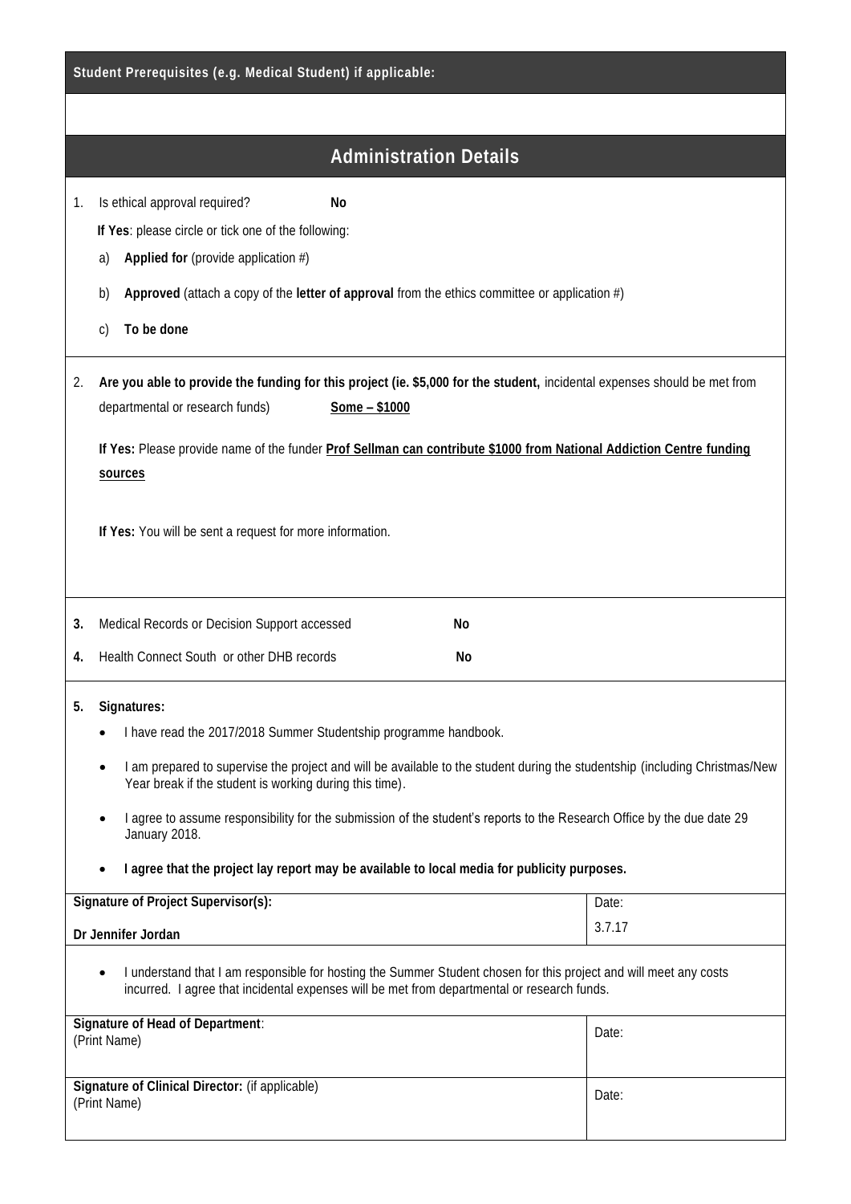**Student Prerequisites (e.g. Medical Student) if applicable:**

## Administration Details

1. Is ethical approval required? **No**

   **If Yes**: please circle or tick one of the following:

   a) **Applied for** (provide application #)

   b) **Approved** (attach a copy of the **letter of approval** from the ethics committee or application #)

   c) **To be done**

2. **Are you able to provide the funding for this project (ie. $5,000 for the student,** incidental expenses should be met from departmental or research funds) **Some – $1000**

   **If Yes:** Please provide name of the funder **Prof Sellman can contribute $1000 from National Addiction Centre funding sources**

   **If Yes:** You will be sent a request for more information.

**3.** Medical Records or Decision Support accessed **No**

**4.** Health Connect South or other DHB records **No**

**5. Signatures:**

- I have read the 2017/2018 Summer Studentship programme handbook.
- I am prepared to supervise the project and will be available to the student during the studentship (including Christmas/New Year break if the student is working during this time).
- I agree to assume responsibility for the submission of the student's reports to the Research Office by the due date 29 January 2018.
- **I agree that the project lay report may be available to local media for publicity purposes.**

| | |
|---|---|
| **Signature of Project Supervisor(s):** **Dr Jennifer Jordan** | Date: 3.7.17 |

- I understand that I am responsible for hosting the Summer Student chosen for this project and will meet any costs incurred. I agree that incidental expenses will be met from departmental or research funds.

| | |
|---|---|
| **Signature of Head of Department**: (Print Name) | Date: |
| **Signature of Clinical Director:** (if applicable) (Print Name) | Date: |